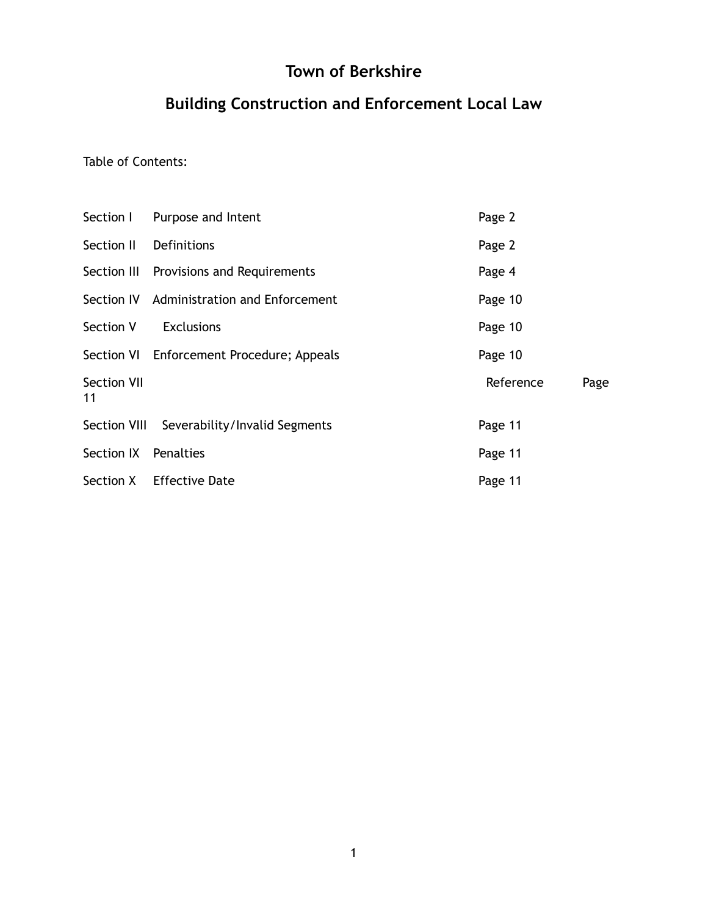# Town of Berkshire

# Building Construction and Enforcement Local Law

Table of Contents:

| Section | Title | Page |
|---|---|---|
| Section I | Purpose and Intent | Page 2 |
| Section II | Definitions | Page 2 |
| Section III | Provisions and Requirements | Page 4 |
| Section IV | Administration and Enforcement | Page 10 |
| Section V | Exclusions | Page 10 |
| Section VI | Enforcement Procedure; Appeals | Page 10 |
| Section VII | Reference | Page 11 |
| Section VIII | Severability/Invalid Segments | Page 11 |
| Section IX | Penalties | Page 11 |
| Section X | Effective Date | Page 11 |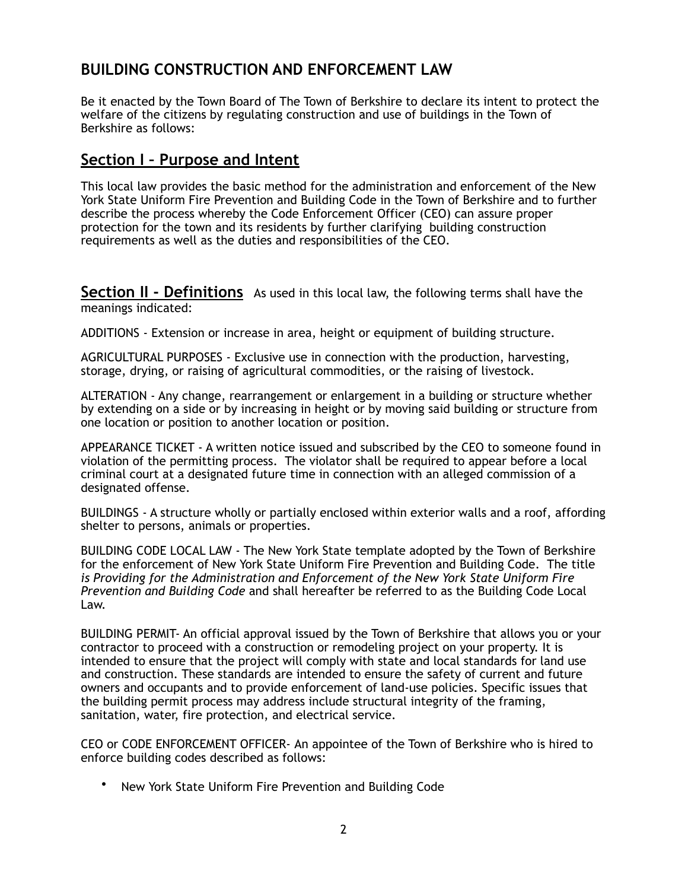## BUILDING CONSTRUCTION AND ENFORCEMENT LAW

Be it enacted by the Town Board of The Town of Berkshire to declare its intent to protect the welfare of the citizens by regulating construction and use of buildings in the Town of Berkshire as follows:

## Section I – Purpose and Intent

This local law provides the basic method for the administration and enforcement of the New York State Uniform Fire Prevention and Building Code in the Town of Berkshire and to further describe the process whereby the Code Enforcement Officer (CEO) can assure proper protection for the town and its residents by further clarifying building construction requirements as well as the duties and responsibilities of the CEO.

## Section II - Definitions

As used in this local law, the following terms shall have the meanings indicated:

ADDITIONS - Extension or increase in area, height or equipment of building structure.

AGRICULTURAL PURPOSES - Exclusive use in connection with the production, harvesting, storage, drying, or raising of agricultural commodities, or the raising of livestock.

ALTERATION - Any change, rearrangement or enlargement in a building or structure whether by extending on a side or by increasing in height or by moving said building or structure from one location or position to another location or position.

APPEARANCE TICKET - A written notice issued and subscribed by the CEO to someone found in violation of the permitting process. The violator shall be required to appear before a local criminal court at a designated future time in connection with an alleged commission of a designated offense.

BUILDINGS - A structure wholly or partially enclosed within exterior walls and a roof, affording shelter to persons, animals or properties.

BUILDING CODE LOCAL LAW - The New York State template adopted by the Town of Berkshire for the enforcement of New York State Uniform Fire Prevention and Building Code. The title *is Providing for the Administration and Enforcement of the New York State Uniform Fire Prevention and Building Code* and shall hereafter be referred to as the Building Code Local Law.

BUILDING PERMIT- An official approval issued by the Town of Berkshire that allows you or your contractor to proceed with a construction or remodeling project on your property. It is intended to ensure that the project will comply with state and local standards for land use and construction. These standards are intended to ensure the safety of current and future owners and occupants and to provide enforcement of land-use policies. Specific issues that the building permit process may address include structural integrity of the framing, sanitation, water, fire protection, and electrical service.

CEO or CODE ENFORCEMENT OFFICER- An appointee of the Town of Berkshire who is hired to enforce building codes described as follows:

- New York State Uniform Fire Prevention and Building Code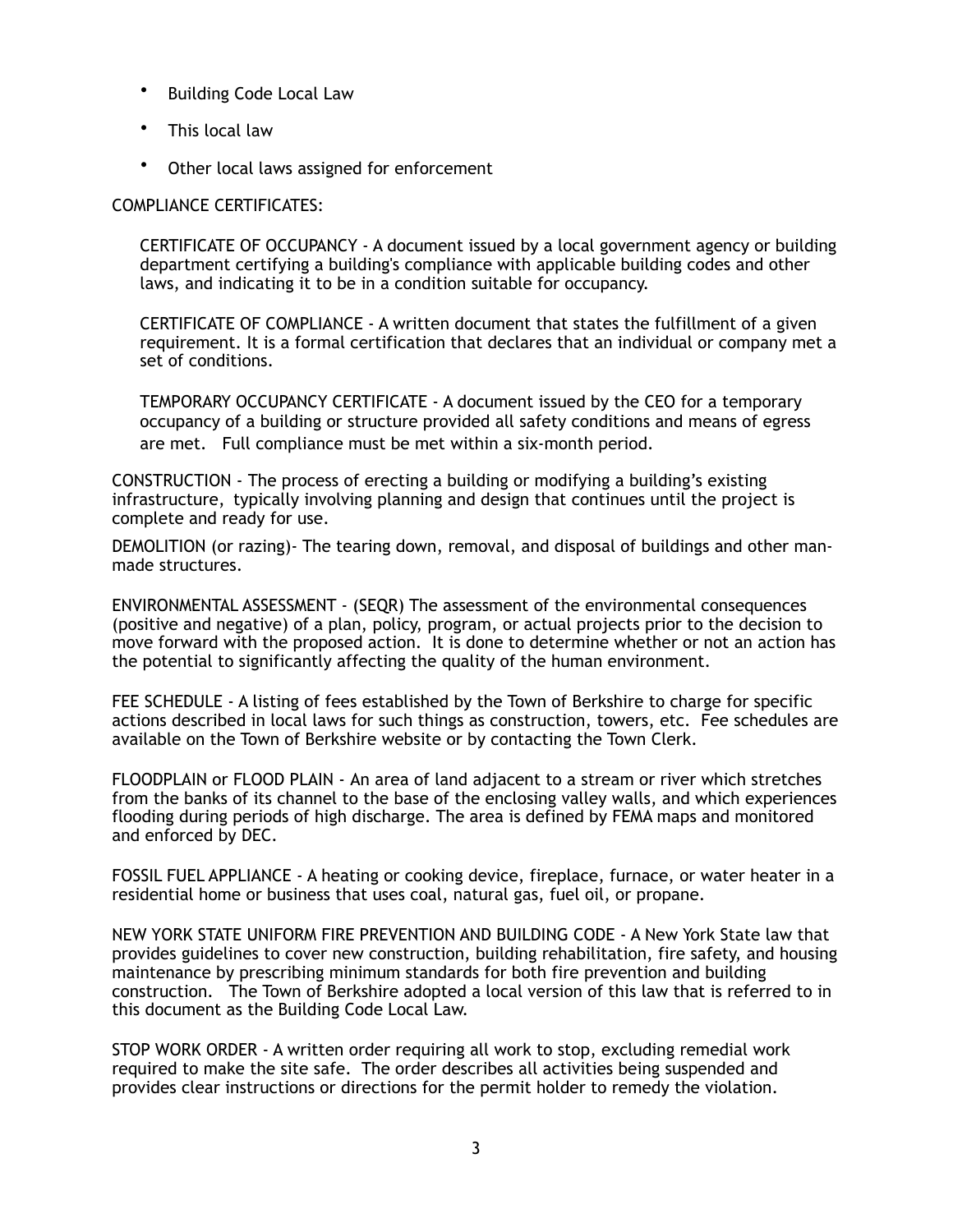- Building Code Local Law
- This local law
- Other local laws assigned for enforcement

COMPLIANCE CERTIFICATES:

> CERTIFICATE OF OCCUPANCY - A document issued by a local government agency or building department certifying a building's compliance with applicable building codes and other laws, and indicating it to be in a condition suitable for occupancy.
>
> CERTIFICATE OF COMPLIANCE - A written document that states the fulfillment of a given requirement. It is a formal certification that declares that an individual or company met a set of conditions.
>
> TEMPORARY OCCUPANCY CERTIFICATE - A document issued by the CEO for a temporary occupancy of a building or structure provided all safety conditions and means of egress are met. Full compliance must be met within a six-month period.

CONSTRUCTION - The process of erecting a building or modifying a building's existing infrastructure, typically involving planning and design that continues until the project is complete and ready for use.

DEMOLITION (or razing)- The tearing down, removal, and disposal of buildings and other man-made structures.

ENVIRONMENTAL ASSESSMENT - (SEQR) The assessment of the environmental consequences (positive and negative) of a plan, policy, program, or actual projects prior to the decision to move forward with the proposed action. It is done to determine whether or not an action has the potential to significantly affecting the quality of the human environment.

FEE SCHEDULE - A listing of fees established by the Town of Berkshire to charge for specific actions described in local laws for such things as construction, towers, etc. Fee schedules are available on the Town of Berkshire website or by contacting the Town Clerk.

FLOODPLAIN or FLOOD PLAIN - An area of land adjacent to a stream or river which stretches from the banks of its channel to the base of the enclosing valley walls, and which experiences flooding during periods of high discharge. The area is defined by FEMA maps and monitored and enforced by DEC.

FOSSIL FUEL APPLIANCE - A heating or cooking device, fireplace, furnace, or water heater in a residential home or business that uses coal, natural gas, fuel oil, or propane.

NEW YORK STATE UNIFORM FIRE PREVENTION AND BUILDING CODE - A New York State law that provides guidelines to cover new construction, building rehabilitation, fire safety, and housing maintenance by prescribing minimum standards for both fire prevention and building construction. The Town of Berkshire adopted a local version of this law that is referred to in this document as the Building Code Local Law.

STOP WORK ORDER - A written order requiring all work to stop, excluding remedial work required to make the site safe. The order describes all activities being suspended and provides clear instructions or directions for the permit holder to remedy the violation.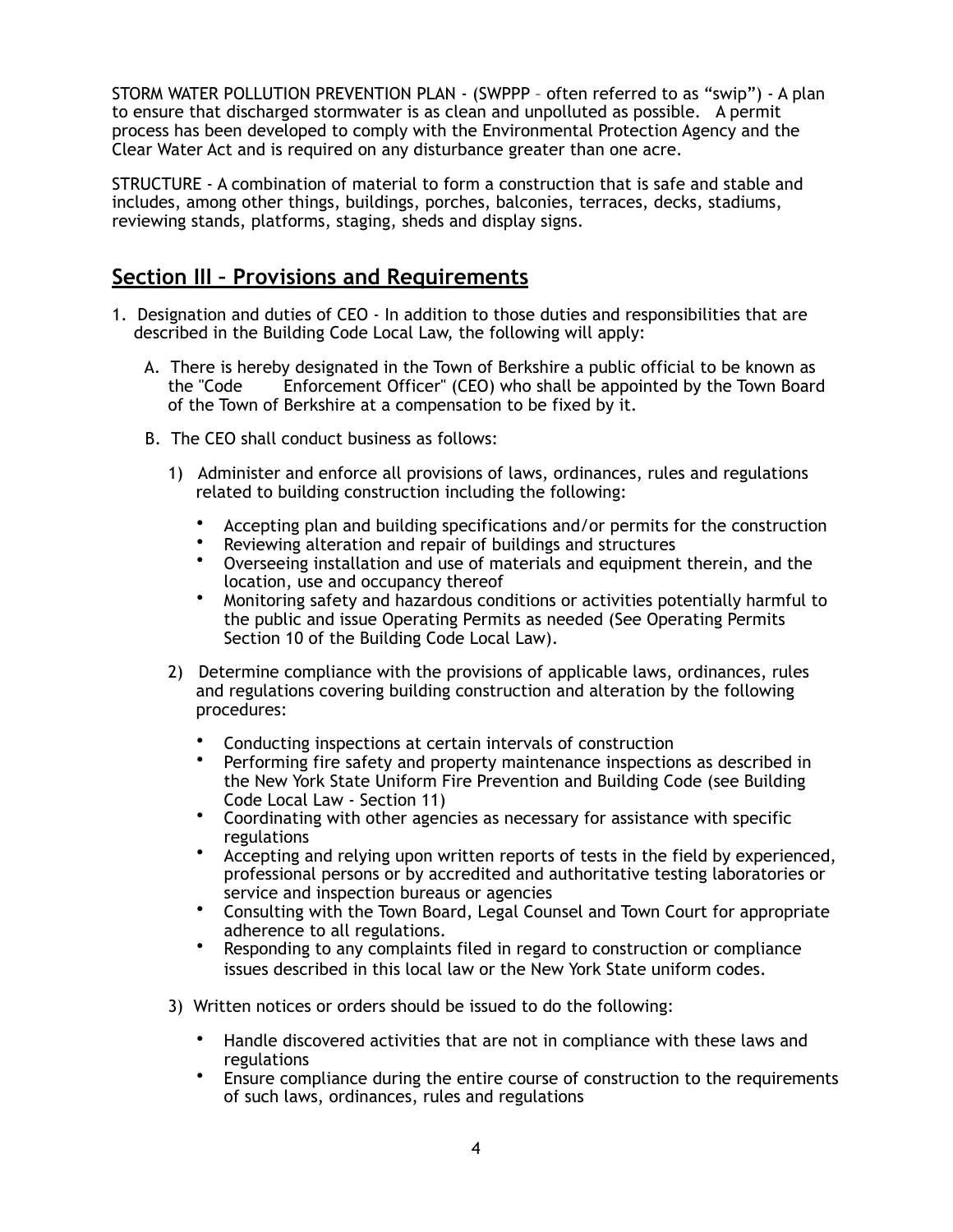STORM WATER POLLUTION PREVENTION PLAN - (SWPPP – often referred to as "swip") - A plan to ensure that discharged stormwater is as clean and unpolluted as possible. A permit process has been developed to comply with the Environmental Protection Agency and the Clear Water Act and is required on any disturbance greater than one acre.

STRUCTURE - A combination of material to form a construction that is safe and stable and includes, among other things, buildings, porches, balconies, terraces, decks, stadiums, reviewing stands, platforms, staging, sheds and display signs.

## Section III – Provisions and Requirements

1. Designation and duties of CEO - In addition to those duties and responsibilities that are described in the Building Code Local Law, the following will apply:

   A. There is hereby designated in the Town of Berkshire a public official to be known as the "Code Enforcement Officer" (CEO) who shall be appointed by the Town Board of the Town of Berkshire at a compensation to be fixed by it.

   B. The CEO shall conduct business as follows:

      1) Administer and enforce all provisions of laws, ordinances, rules and regulations related to building construction including the following:

         - Accepting plan and building specifications and/or permits for the construction
         - Reviewing alteration and repair of buildings and structures
         - Overseeing installation and use of materials and equipment therein, and the location, use and occupancy thereof
         - Monitoring safety and hazardous conditions or activities potentially harmful to the public and issue Operating Permits as needed (See Operating Permits Section 10 of the Building Code Local Law).

      2) Determine compliance with the provisions of applicable laws, ordinances, rules and regulations covering building construction and alteration by the following procedures:

         - Conducting inspections at certain intervals of construction
         - Performing fire safety and property maintenance inspections as described in the New York State Uniform Fire Prevention and Building Code (see Building Code Local Law - Section 11)
         - Coordinating with other agencies as necessary for assistance with specific regulations
         - Accepting and relying upon written reports of tests in the field by experienced, professional persons or by accredited and authoritative testing laboratories or service and inspection bureaus or agencies
         - Consulting with the Town Board, Legal Counsel and Town Court for appropriate adherence to all regulations.
         - Responding to any complaints filed in regard to construction or compliance issues described in this local law or the New York State uniform codes.

      3) Written notices or orders should be issued to do the following:

         - Handle discovered activities that are not in compliance with these laws and regulations
         - Ensure compliance during the entire course of construction to the requirements of such laws, ordinances, rules and regulations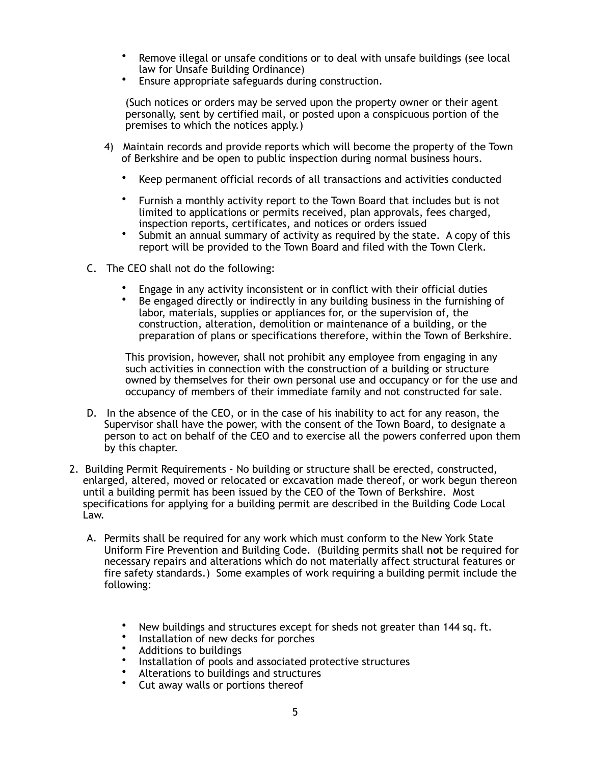- Remove illegal or unsafe conditions or to deal with unsafe buildings (see local law for Unsafe Building Ordinance)
- Ensure appropriate safeguards during construction.

(Such notices or orders may be served upon the property owner or their agent personally, sent by certified mail, or posted upon a conspicuous portion of the premises to which the notices apply.)

4) Maintain records and provide reports which will become the property of the Town of Berkshire and be open to public inspection during normal business hours.

- Keep permanent official records of all transactions and activities conducted
- Furnish a monthly activity report to the Town Board that includes but is not limited to applications or permits received, plan approvals, fees charged, inspection reports, certificates, and notices or orders issued
- Submit an annual summary of activity as required by the state. A copy of this report will be provided to the Town Board and filed with the Town Clerk.

C. The CEO shall not do the following:

- Engage in any activity inconsistent or in conflict with their official duties
- Be engaged directly or indirectly in any building business in the furnishing of labor, materials, supplies or appliances for, or the supervision of, the construction, alteration, demolition or maintenance of a building, or the preparation of plans or specifications therefore, within the Town of Berkshire.

This provision, however, shall not prohibit any employee from engaging in any such activities in connection with the construction of a building or structure owned by themselves for their own personal use and occupancy or for the use and occupancy of members of their immediate family and not constructed for sale.

D. In the absence of the CEO, or in the case of his inability to act for any reason, the Supervisor shall have the power, with the consent of the Town Board, to designate a person to act on behalf of the CEO and to exercise all the powers conferred upon them by this chapter.

2. Building Permit Requirements - No building or structure shall be erected, constructed, enlarged, altered, moved or relocated or excavation made thereof, or work begun thereon until a building permit has been issued by the CEO of the Town of Berkshire. Most specifications for applying for a building permit are described in the Building Code Local Law.

A. Permits shall be required for any work which must conform to the New York State Uniform Fire Prevention and Building Code. (Building permits shall **not** be required for necessary repairs and alterations which do not materially affect structural features or fire safety standards.) Some examples of work requiring a building permit include the following:

- New buildings and structures except for sheds not greater than 144 sq. ft.
- Installation of new decks for porches
- Additions to buildings
- Installation of pools and associated protective structures
- Alterations to buildings and structures
- Cut away walls or portions thereof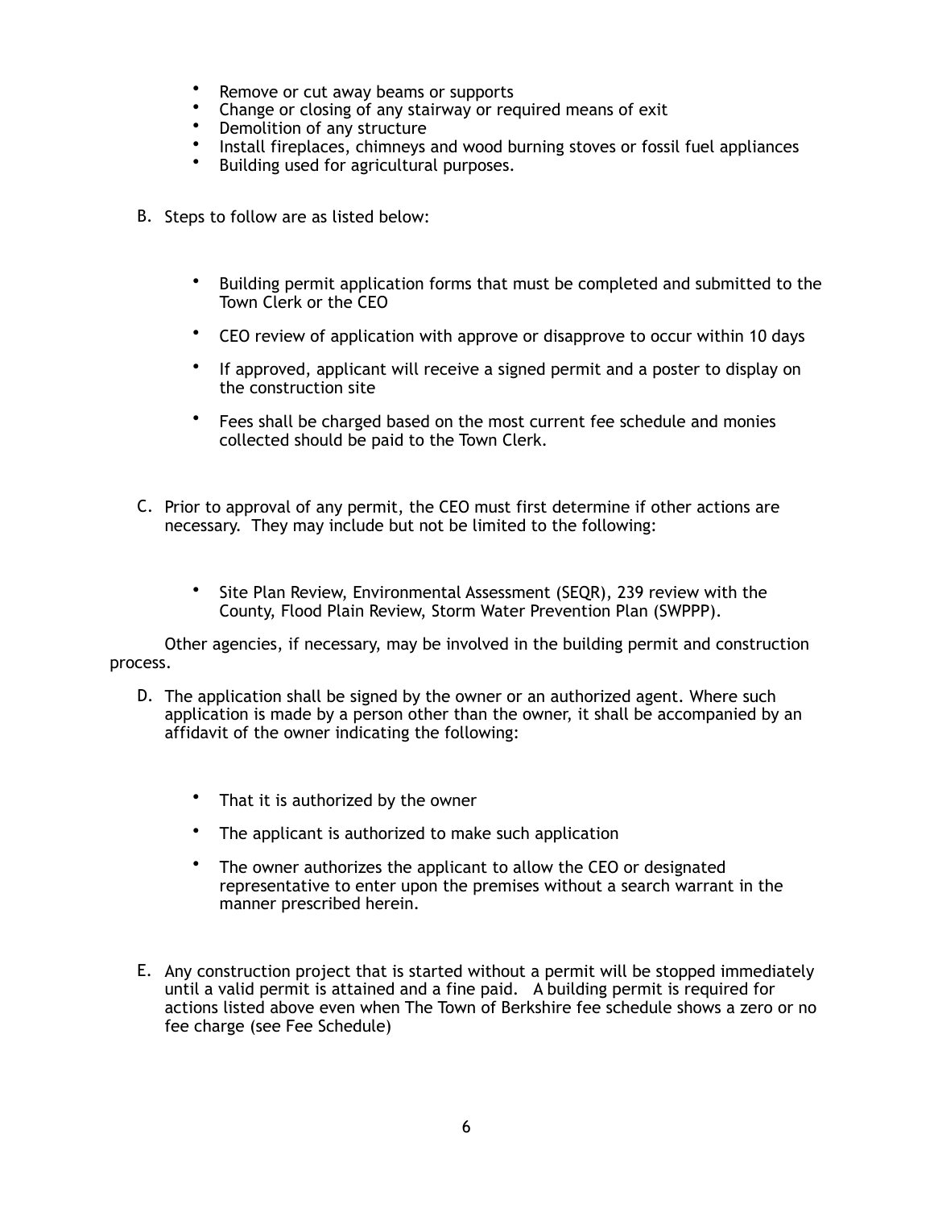- Remove or cut away beams or supports
- Change or closing of any stairway or required means of exit
- Demolition of any structure
- Install fireplaces, chimneys and wood burning stoves or fossil fuel appliances
- Building used for agricultural purposes.

B. Steps to follow are as listed below:

- Building permit application forms that must be completed and submitted to the Town Clerk or the CEO
- CEO review of application with approve or disapprove to occur within 10 days
- If approved, applicant will receive a signed permit and a poster to display on the construction site
- Fees shall be charged based on the most current fee schedule and monies collected should be paid to the Town Clerk.

C. Prior to approval of any permit, the CEO must first determine if other actions are necessary. They may include but not be limited to the following:

- Site Plan Review, Environmental Assessment (SEQR), 239 review with the County, Flood Plain Review, Storm Water Prevention Plan (SWPPP).

Other agencies, if necessary, may be involved in the building permit and construction process.

D. The application shall be signed by the owner or an authorized agent. Where such application is made by a person other than the owner, it shall be accompanied by an affidavit of the owner indicating the following:

- That it is authorized by the owner
- The applicant is authorized to make such application
- The owner authorizes the applicant to allow the CEO or designated representative to enter upon the premises without a search warrant in the manner prescribed herein.

E. Any construction project that is started without a permit will be stopped immediately until a valid permit is attained and a fine paid. A building permit is required for actions listed above even when The Town of Berkshire fee schedule shows a zero or no fee charge (see Fee Schedule)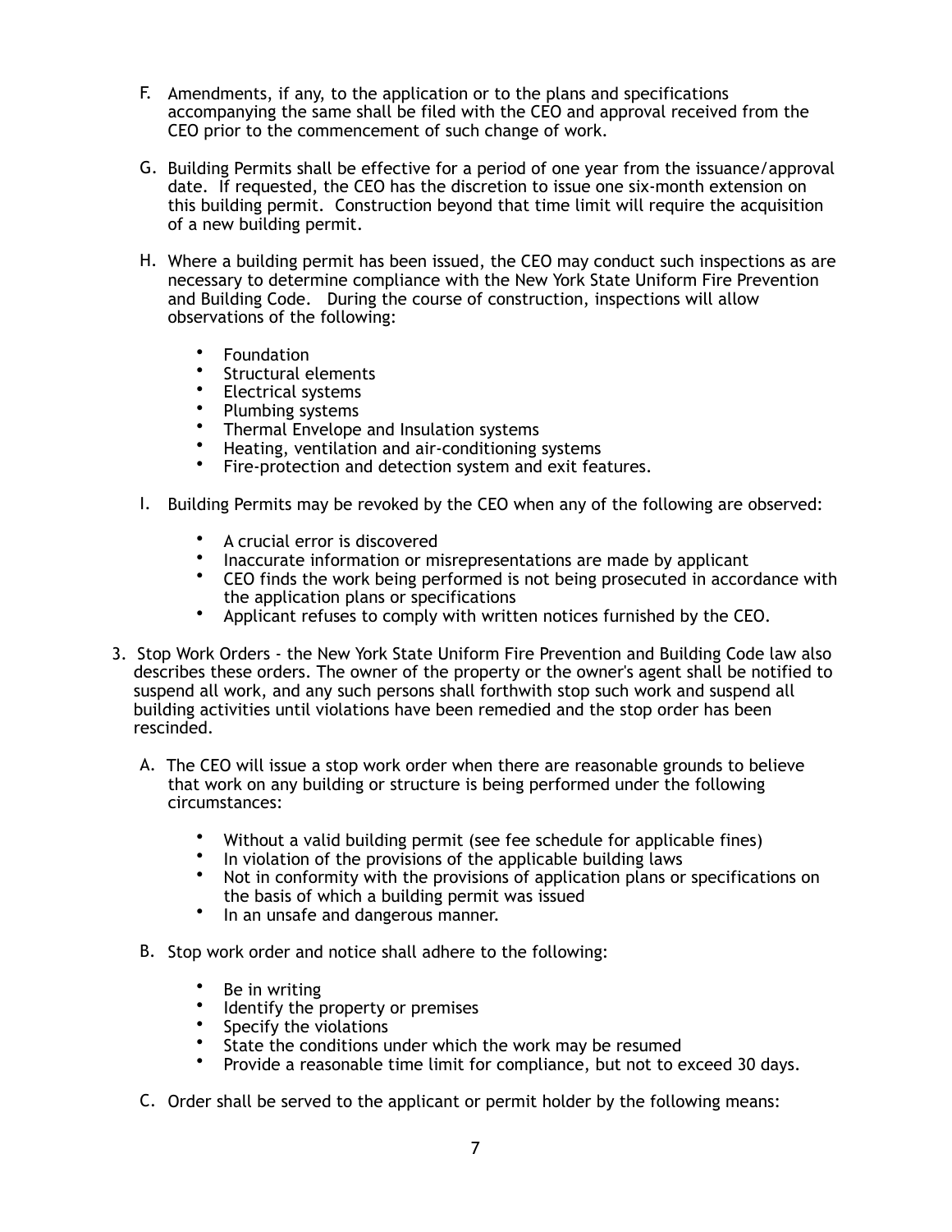F. Amendments, if any, to the application or to the plans and specifications accompanying the same shall be filed with the CEO and approval received from the CEO prior to the commencement of such change of work.

G. Building Permits shall be effective for a period of one year from the issuance/approval date. If requested, the CEO has the discretion to issue one six-month extension on this building permit. Construction beyond that time limit will require the acquisition of a new building permit.

H. Where a building permit has been issued, the CEO may conduct such inspections as are necessary to determine compliance with the New York State Uniform Fire Prevention and Building Code. During the course of construction, inspections will allow observations of the following:

- Foundation
- Structural elements
- Electrical systems
- Plumbing systems
- Thermal Envelope and Insulation systems
- Heating, ventilation and air-conditioning systems
- Fire-protection and detection system and exit features.

I. Building Permits may be revoked by the CEO when any of the following are observed:

- A crucial error is discovered
- Inaccurate information or misrepresentations are made by applicant
- CEO finds the work being performed is not being prosecuted in accordance with the application plans or specifications
- Applicant refuses to comply with written notices furnished by the CEO.

3. Stop Work Orders - the New York State Uniform Fire Prevention and Building Code law also describes these orders. The owner of the property or the owner's agent shall be notified to suspend all work, and any such persons shall forthwith stop such work and suspend all building activities until violations have been remedied and the stop order has been rescinded.

A. The CEO will issue a stop work order when there are reasonable grounds to believe that work on any building or structure is being performed under the following circumstances:

- Without a valid building permit (see fee schedule for applicable fines)
- In violation of the provisions of the applicable building laws
- Not in conformity with the provisions of application plans or specifications on the basis of which a building permit was issued
- In an unsafe and dangerous manner.

B. Stop work order and notice shall adhere to the following:

- Be in writing
- Identify the property or premises
- Specify the violations
- State the conditions under which the work may be resumed
- Provide a reasonable time limit for compliance, but not to exceed 30 days.

C. Order shall be served to the applicant or permit holder by the following means: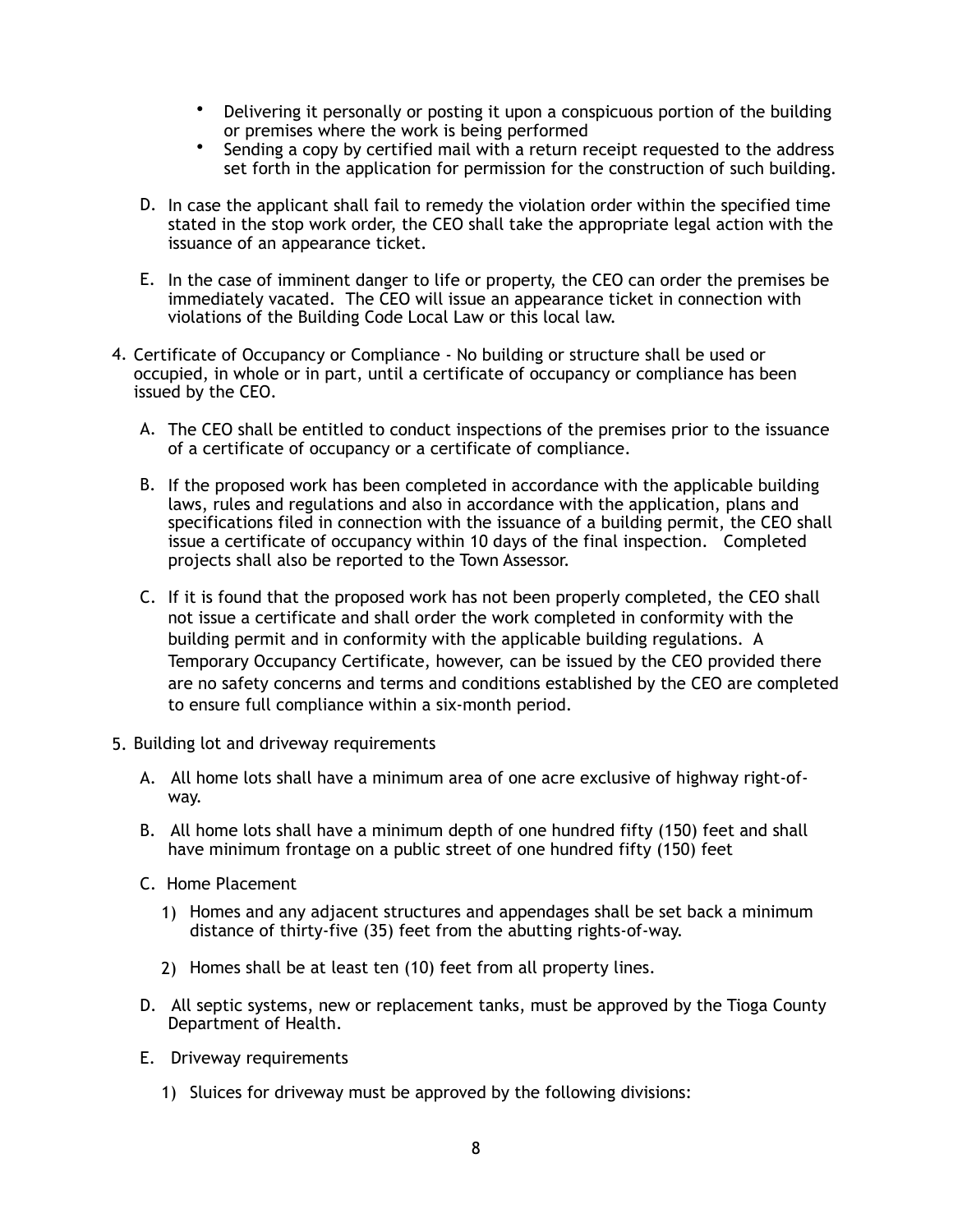- Delivering it personally or posting it upon a conspicuous portion of the building or premises where the work is being performed
- Sending a copy by certified mail with a return receipt requested to the address set forth in the application for permission for the construction of such building.

D. In case the applicant shall fail to remedy the violation order within the specified time stated in the stop work order, the CEO shall take the appropriate legal action with the issuance of an appearance ticket.

E. In the case of imminent danger to life or property, the CEO can order the premises be immediately vacated. The CEO will issue an appearance ticket in connection with violations of the Building Code Local Law or this local law.

4. Certificate of Occupancy or Compliance - No building or structure shall be used or occupied, in whole or in part, until a certificate of occupancy or compliance has been issued by the CEO.

   A. The CEO shall be entitled to conduct inspections of the premises prior to the issuance of a certificate of occupancy or a certificate of compliance.

   B. If the proposed work has been completed in accordance with the applicable building laws, rules and regulations and also in accordance with the application, plans and specifications filed in connection with the issuance of a building permit, the CEO shall issue a certificate of occupancy within 10 days of the final inspection. Completed projects shall also be reported to the Town Assessor.

   C. If it is found that the proposed work has not been properly completed, the CEO shall not issue a certificate and shall order the work completed in conformity with the building permit and in conformity with the applicable building regulations. A Temporary Occupancy Certificate, however, can be issued by the CEO provided there are no safety concerns and terms and conditions established by the CEO are completed to ensure full compliance within a six-month period.

5. Building lot and driveway requirements

   A. All home lots shall have a minimum area of one acre exclusive of highway right-of-way.

   B. All home lots shall have a minimum depth of one hundred fifty (150) feet and shall have minimum frontage on a public street of one hundred fifty (150) feet

   C. Home Placement

      1) Homes and any adjacent structures and appendages shall be set back a minimum distance of thirty-five (35) feet from the abutting rights-of-way.

      2) Homes shall be at least ten (10) feet from all property lines.

   D. All septic systems, new or replacement tanks, must be approved by the Tioga County Department of Health.

   E. Driveway requirements

      1) Sluices for driveway must be approved by the following divisions: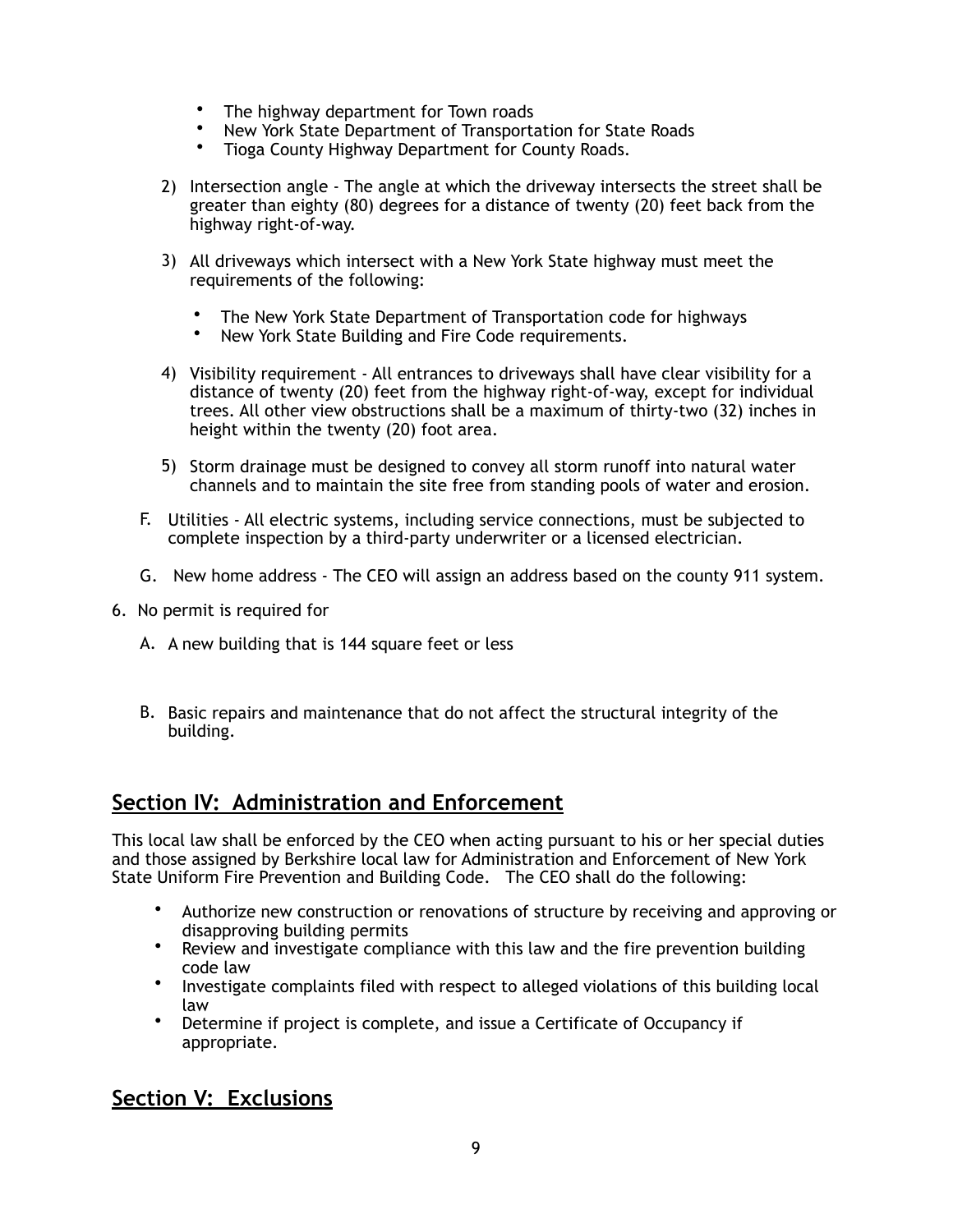- The highway department for Town roads
- New York State Department of Transportation for State Roads
- Tioga County Highway Department for County Roads.

2) Intersection angle - The angle at which the driveway intersects the street shall be greater than eighty (80) degrees for a distance of twenty (20) feet back from the highway right-of-way.

3) All driveways which intersect with a New York State highway must meet the requirements of the following:

   - The New York State Department of Transportation code for highways
   - New York State Building and Fire Code requirements.

4) Visibility requirement - All entrances to driveways shall have clear visibility for a distance of twenty (20) feet from the highway right-of-way, except for individual trees. All other view obstructions shall be a maximum of thirty-two (32) inches in height within the twenty (20) foot area.

5) Storm drainage must be designed to convey all storm runoff into natural water channels and to maintain the site free from standing pools of water and erosion.

F. Utilities - All electric systems, including service connections, must be subjected to complete inspection by a third-party underwriter or a licensed electrician.

G. New home address - The CEO will assign an address based on the county 911 system.

6. No permit is required for

   A. A new building that is 144 square feet or less

   B. Basic repairs and maintenance that do not affect the structural integrity of the building.

## Section IV: Administration and Enforcement

This local law shall be enforced by the CEO when acting pursuant to his or her special duties and those assigned by Berkshire local law for Administration and Enforcement of New York State Uniform Fire Prevention and Building Code. The CEO shall do the following:

- Authorize new construction or renovations of structure by receiving and approving or disapproving building permits
- Review and investigate compliance with this law and the fire prevention building code law
- Investigate complaints filed with respect to alleged violations of this building local law
- Determine if project is complete, and issue a Certificate of Occupancy if appropriate.

## Section V: Exclusions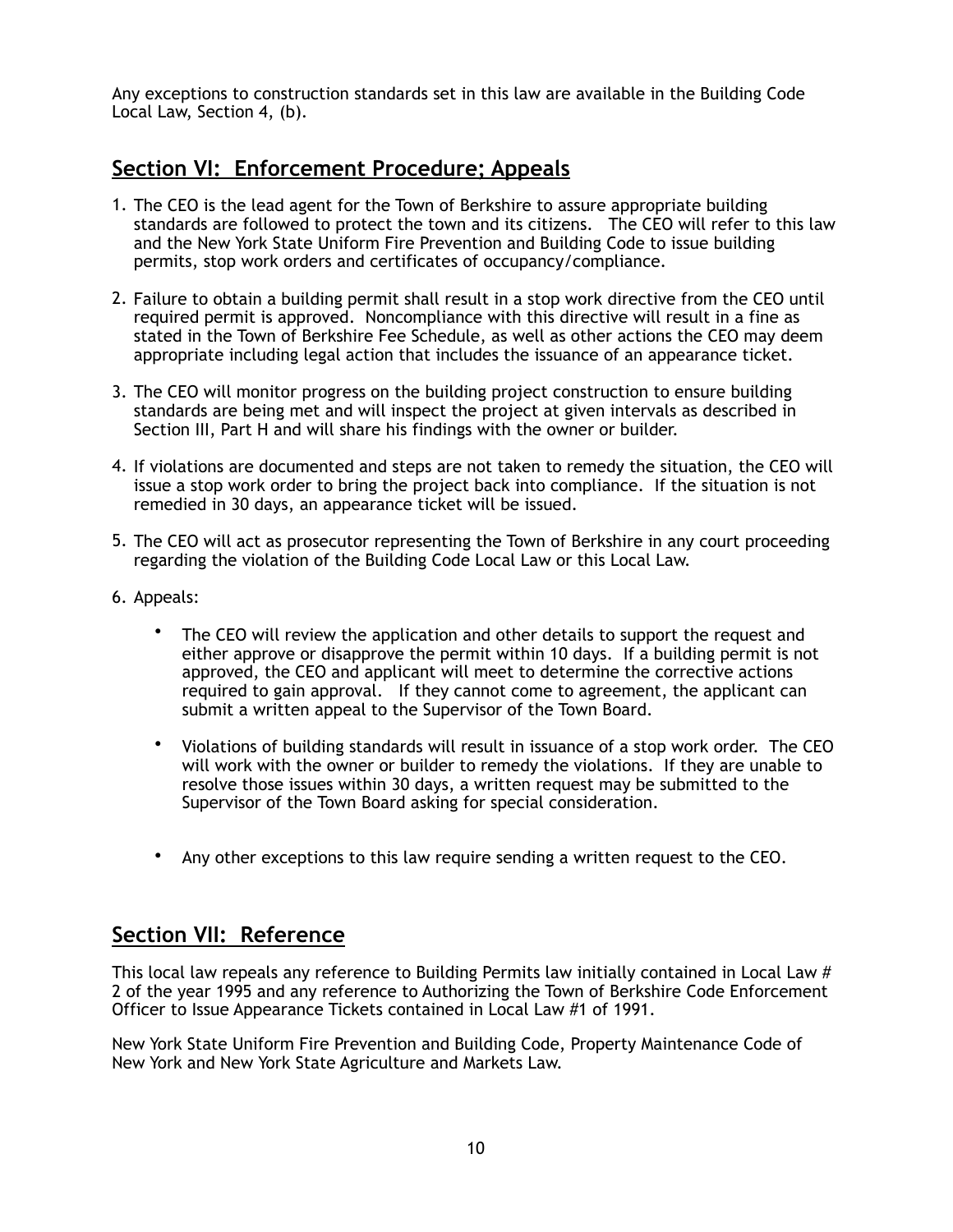Any exceptions to construction standards set in this law are available in the Building Code Local Law, Section 4, (b).

## Section VI: Enforcement Procedure; Appeals

1. The CEO is the lead agent for the Town of Berkshire to assure appropriate building standards are followed to protect the town and its citizens. The CEO will refer to this law and the New York State Uniform Fire Prevention and Building Code to issue building permits, stop work orders and certificates of occupancy/compliance.

2. Failure to obtain a building permit shall result in a stop work directive from the CEO until required permit is approved. Noncompliance with this directive will result in a fine as stated in the Town of Berkshire Fee Schedule, as well as other actions the CEO may deem appropriate including legal action that includes the issuance of an appearance ticket.

3. The CEO will monitor progress on the building project construction to ensure building standards are being met and will inspect the project at given intervals as described in Section III, Part H and will share his findings with the owner or builder.

4. If violations are documented and steps are not taken to remedy the situation, the CEO will issue a stop work order to bring the project back into compliance. If the situation is not remedied in 30 days, an appearance ticket will be issued.

5. The CEO will act as prosecutor representing the Town of Berkshire in any court proceeding regarding the violation of the Building Code Local Law or this Local Law.

6. Appeals:

    - The CEO will review the application and other details to support the request and either approve or disapprove the permit within 10 days. If a building permit is not approved, the CEO and applicant will meet to determine the corrective actions required to gain approval. If they cannot come to agreement, the applicant can submit a written appeal to the Supervisor of the Town Board.

    - Violations of building standards will result in issuance of a stop work order. The CEO will work with the owner or builder to remedy the violations. If they are unable to resolve those issues within 30 days, a written request may be submitted to the Supervisor of the Town Board asking for special consideration.

    - Any other exceptions to this law require sending a written request to the CEO.

## Section VII: Reference

This local law repeals any reference to Building Permits law initially contained in Local Law # 2 of the year 1995 and any reference to Authorizing the Town of Berkshire Code Enforcement Officer to Issue Appearance Tickets contained in Local Law #1 of 1991.

New York State Uniform Fire Prevention and Building Code, Property Maintenance Code of New York and New York State Agriculture and Markets Law.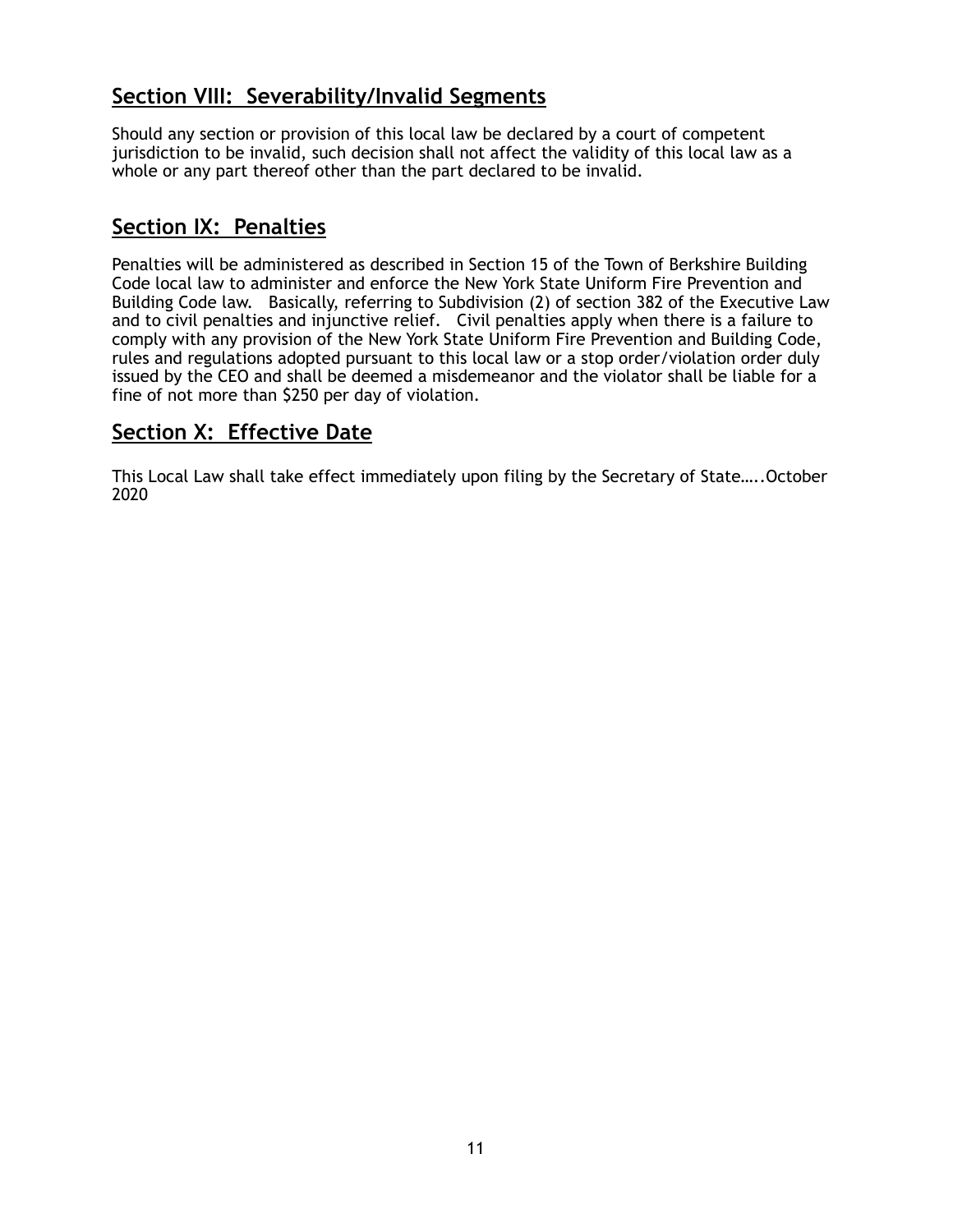## Section VIII: Severability/Invalid Segments

Should any section or provision of this local law be declared by a court of competent jurisdiction to be invalid, such decision shall not affect the validity of this local law as a whole or any part thereof other than the part declared to be invalid.

## Section IX: Penalties

Penalties will be administered as described in Section 15 of the Town of Berkshire Building Code local law to administer and enforce the New York State Uniform Fire Prevention and Building Code law. Basically, referring to Subdivision (2) of section 382 of the Executive Law and to civil penalties and injunctive relief. Civil penalties apply when there is a failure to comply with any provision of the New York State Uniform Fire Prevention and Building Code, rules and regulations adopted pursuant to this local law or a stop order/violation order duly issued by the CEO and shall be deemed a misdemeanor and the violator shall be liable for a fine of not more than $250 per day of violation.

## Section X: Effective Date

This Local Law shall take effect immediately upon filing by the Secretary of State…..October 2020